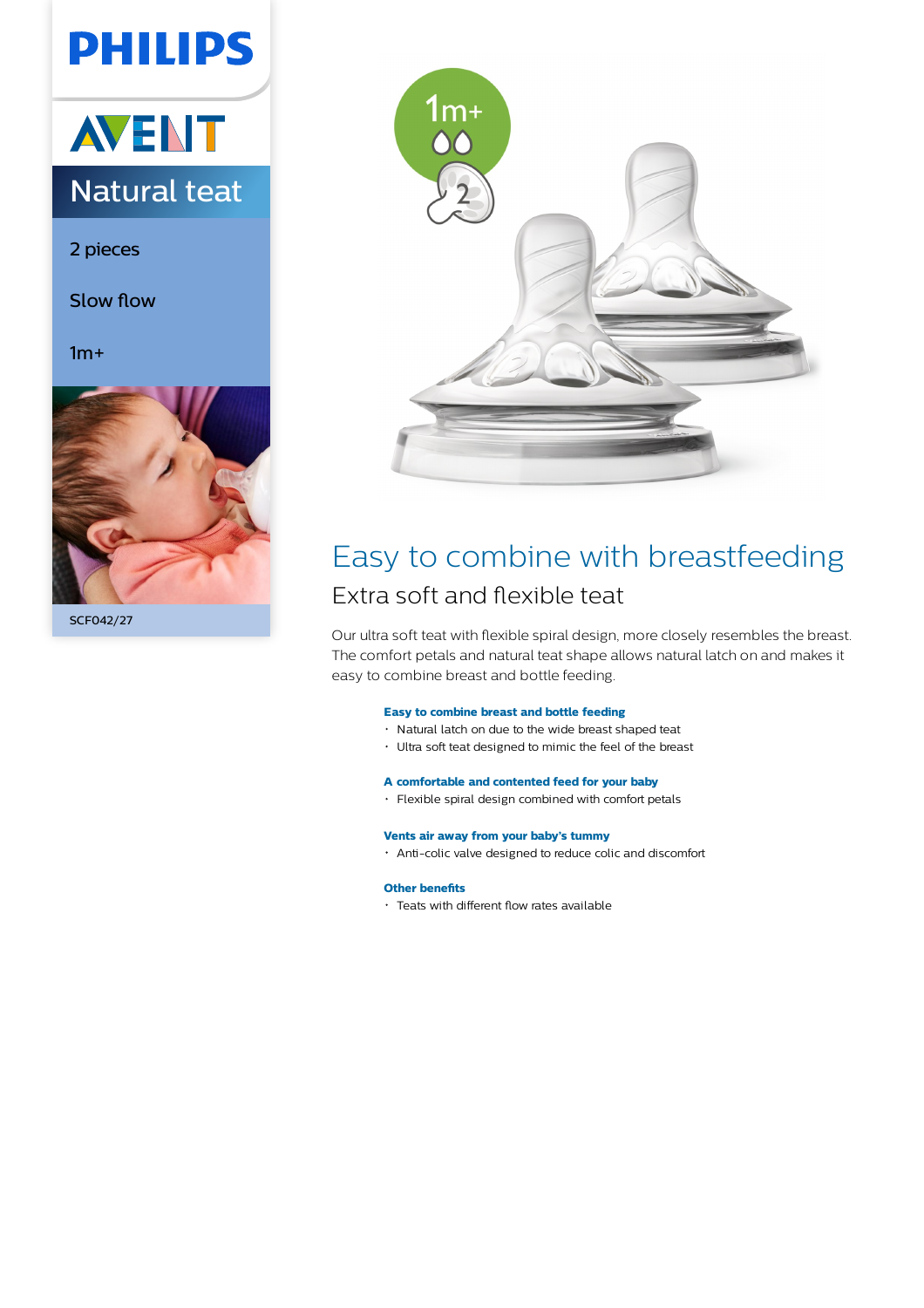PHILIPS

AVENT

# Natural teat

2 pieces

Slow flow

1m+

SCF042/27

1m+

## Easy to combine with breastfeeding

### Extra soft and flexible teat

Our ultra soft teat with flexible spiral design, more closely resembles the breast. The comfort petals and natural teat shape allows natural latch on and makes it easy to combine breast and bottle feeding.

**Easy to combine breast and bottle feeding**

- Natural latch on due to the wide breast shaped teat
- Ultra soft teat designed to mimic the feel of the breast

**A comfortable and contented feed for your baby**

- Flexible spiral design combined with comfort petals

**Vents air away from your baby's tummy**

- Anti-colic valve designed to reduce colic and discomfort

**Other benefits**

- Teats with different flow rates available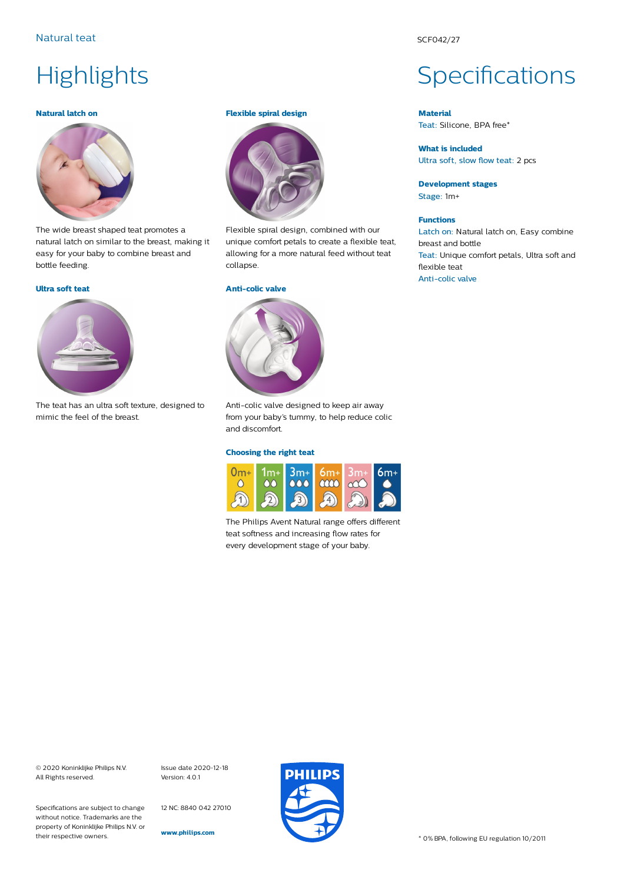Natural teat

SCF042/27

# Highlights

### Natural latch on

The wide breast shaped teat promotes a natural latch on similar to the breast, making it easy for your baby to combine breast and bottle feeding.

### Ultra soft teat

The teat has an ultra soft texture, designed to mimic the feel of the breast.

### Flexible spiral design

Flexible spiral design, combined with our unique comfort petals to create a flexible teat, allowing for a more natural feed without teat collapse.

### Anti-colic valve

Anti-colic valve designed to keep air away from your baby's tummy, to help reduce colic and discomfort.

### Choosing the right teat

0m+ 1m+ 3m+ 6m+ 3m+ 6m+

1 2 3 4

The Philips Avent Natural range offers different teat softness and increasing flow rates for every development stage of your baby.

# Specifications

### Material

Teat: Silicone, BPA free*

### What is included

Ultra soft, slow flow teat: 2 pcs

### Development stages

Stage: 1m+

### Functions

Latch on: Natural latch on, Easy combine breast and bottle

Teat: Unique comfort petals, Ultra soft and flexible teat

Anti-colic valve

---

© 2020 Koninklijke Philips N.V.
All Rights reserved.

Specifications are subject to change without notice. Trademarks are the property of Koninklijke Philips N.V. or their respective owners.

Issue date 2020-12-18
Version: 4.0.1

12 NC: 8840 042 27010

**www.philips.com**

PHILIPS

* 0% BPA, following EU regulation 10/2011